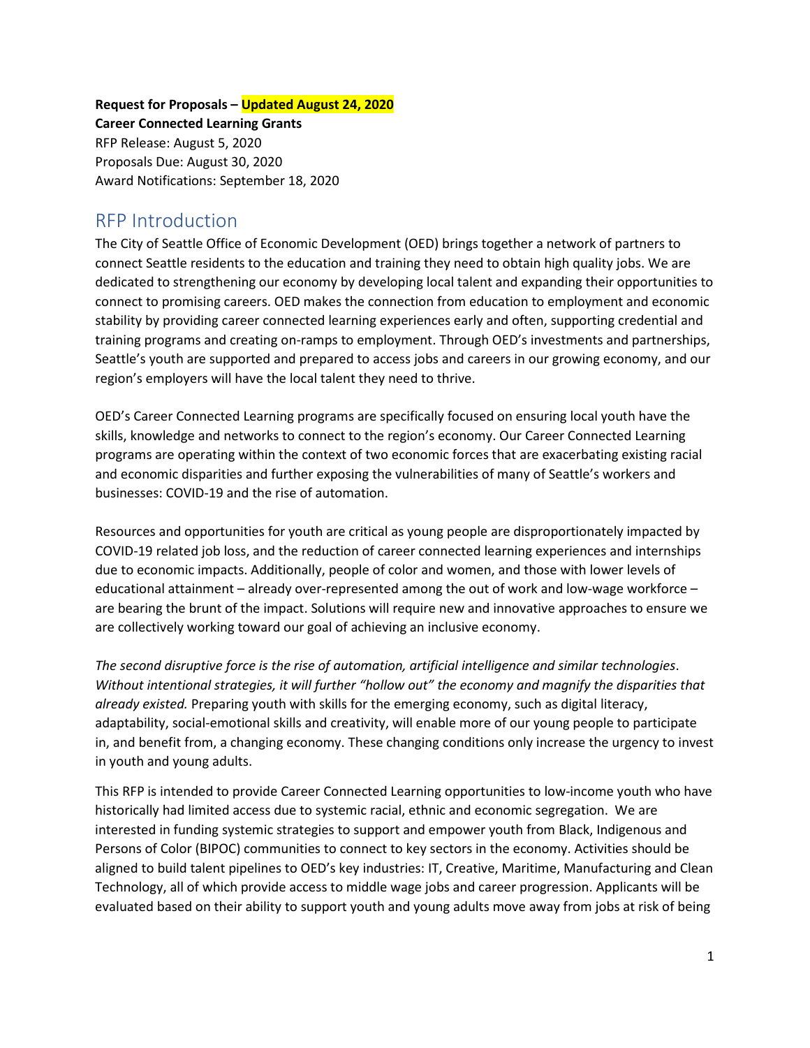**Request for Proposals – Updated August 24, 2020**
**Career Connected Learning Grants**
RFP Release: August 5, 2020
Proposals Due: August 30, 2020
Award Notifications: September 18, 2020

## RFP Introduction

The City of Seattle Office of Economic Development (OED) brings together a network of partners to connect Seattle residents to the education and training they need to obtain high quality jobs. We are dedicated to strengthening our economy by developing local talent and expanding their opportunities to connect to promising careers. OED makes the connection from education to employment and economic stability by providing career connected learning experiences early and often, supporting credential and training programs and creating on-ramps to employment. Through OED's investments and partnerships, Seattle's youth are supported and prepared to access jobs and careers in our growing economy, and our region's employers will have the local talent they need to thrive.

OED's Career Connected Learning programs are specifically focused on ensuring local youth have the skills, knowledge and networks to connect to the region's economy. Our Career Connected Learning programs are operating within the context of two economic forces that are exacerbating existing racial and economic disparities and further exposing the vulnerabilities of many of Seattle's workers and businesses: COVID-19 and the rise of automation.

Resources and opportunities for youth are critical as young people are disproportionately impacted by COVID-19 related job loss, and the reduction of career connected learning experiences and internships due to economic impacts. Additionally, people of color and women, and those with lower levels of educational attainment – already over-represented among the out of work and low-wage workforce – are bearing the brunt of the impact. Solutions will require new and innovative approaches to ensure we are collectively working toward our goal of achieving an inclusive economy.

*The second disruptive force is the rise of automation, artificial intelligence and similar technologies. Without intentional strategies, it will further "hollow out" the economy and magnify the disparities that already existed.* Preparing youth with skills for the emerging economy, such as digital literacy, adaptability, social-emotional skills and creativity, will enable more of our young people to participate in, and benefit from, a changing economy. These changing conditions only increase the urgency to invest in youth and young adults.

This RFP is intended to provide Career Connected Learning opportunities to low-income youth who have historically had limited access due to systemic racial, ethnic and economic segregation. We are interested in funding systemic strategies to support and empower youth from Black, Indigenous and Persons of Color (BIPOC) communities to connect to key sectors in the economy. Activities should be aligned to build talent pipelines to OED's key industries: IT, Creative, Maritime, Manufacturing and Clean Technology, all of which provide access to middle wage jobs and career progression. Applicants will be evaluated based on their ability to support youth and young adults move away from jobs at risk of being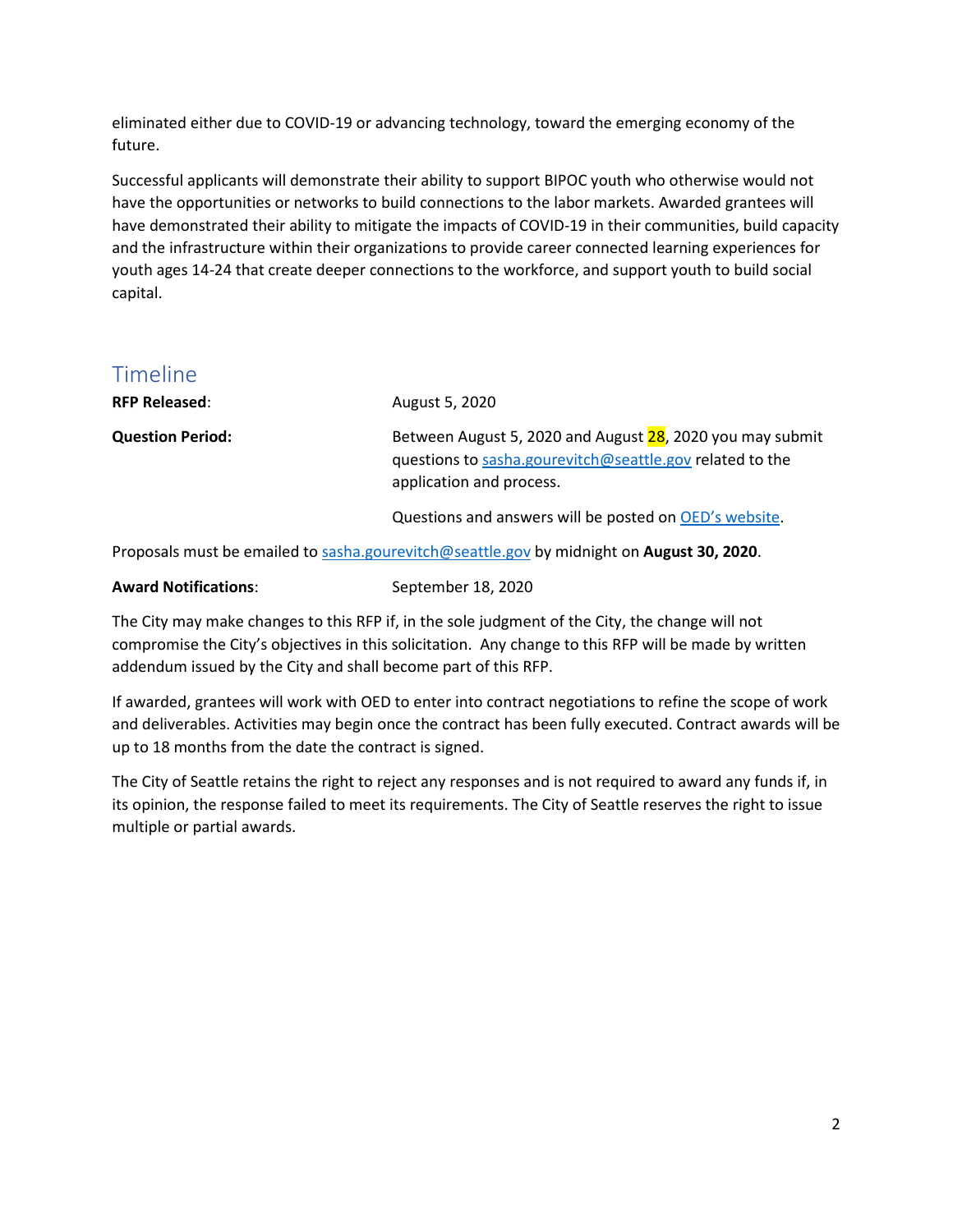eliminated either due to COVID-19 or advancing technology, toward the emerging economy of the future.

Successful applicants will demonstrate their ability to support BIPOC youth who otherwise would not have the opportunities or networks to build connections to the labor markets. Awarded grantees will have demonstrated their ability to mitigate the impacts of COVID-19 in their communities, build capacity and the infrastructure within their organizations to provide career connected learning experiences for youth ages 14-24 that create deeper connections to the workforce, and support youth to build social capital.

## Timeline

**RFP Released**: August 5, 2020

**Question Period:** Between August 5, 2020 and August 28, 2020 you may submit questions to sasha.gourevitch@seattle.gov related to the application and process.

Questions and answers will be posted on OED's website.

Proposals must be emailed to sasha.gourevitch@seattle.gov by midnight on **August 30, 2020**.

**Award Notifications**: September 18, 2020

The City may make changes to this RFP if, in the sole judgment of the City, the change will not compromise the City's objectives in this solicitation. Any change to this RFP will be made by written addendum issued by the City and shall become part of this RFP.

If awarded, grantees will work with OED to enter into contract negotiations to refine the scope of work and deliverables. Activities may begin once the contract has been fully executed. Contract awards will be up to 18 months from the date the contract is signed.

The City of Seattle retains the right to reject any responses and is not required to award any funds if, in its opinion, the response failed to meet its requirements. The City of Seattle reserves the right to issue multiple or partial awards.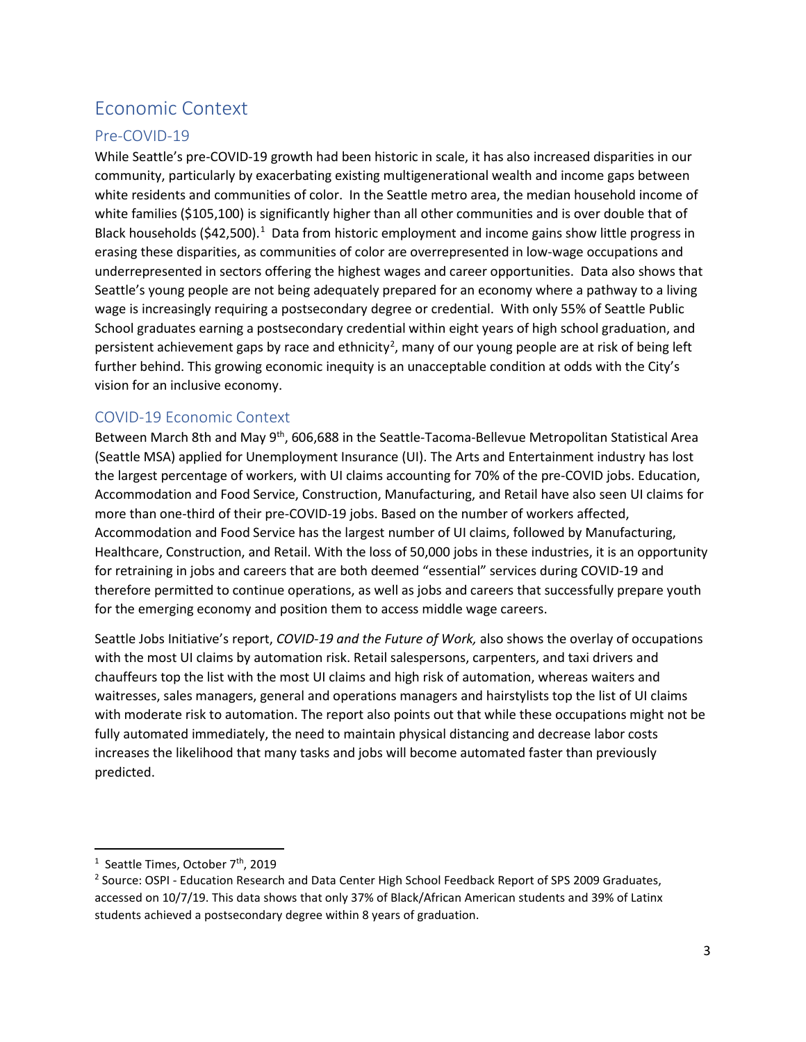# Economic Context

## Pre-COVID-19

While Seattle's pre-COVID-19 growth had been historic in scale, it has also increased disparities in our community, particularly by exacerbating existing multigenerational wealth and income gaps between white residents and communities of color. In the Seattle metro area, the median household income of white families ($105,100) is significantly higher than all other communities and is over double that of Black households ($42,500).[1] Data from historic employment and income gains show little progress in erasing these disparities, as communities of color are overrepresented in low-wage occupations and underrepresented in sectors offering the highest wages and career opportunities. Data also shows that Seattle's young people are not being adequately prepared for an economy where a pathway to a living wage is increasingly requiring a postsecondary degree or credential. With only 55% of Seattle Public School graduates earning a postsecondary credential within eight years of high school graduation, and persistent achievement gaps by race and ethnicity[2], many of our young people are at risk of being left further behind. This growing economic inequity is an unacceptable condition at odds with the City's vision for an inclusive economy.

## COVID-19 Economic Context

Between March 8th and May 9th, 606,688 in the Seattle-Tacoma-Bellevue Metropolitan Statistical Area (Seattle MSA) applied for Unemployment Insurance (UI). The Arts and Entertainment industry has lost the largest percentage of workers, with UI claims accounting for 70% of the pre-COVID jobs. Education, Accommodation and Food Service, Construction, Manufacturing, and Retail have also seen UI claims for more than one-third of their pre-COVID-19 jobs. Based on the number of workers affected, Accommodation and Food Service has the largest number of UI claims, followed by Manufacturing, Healthcare, Construction, and Retail. With the loss of 50,000 jobs in these industries, it is an opportunity for retraining in jobs and careers that are both deemed "essential" services during COVID-19 and therefore permitted to continue operations, as well as jobs and careers that successfully prepare youth for the emerging economy and position them to access middle wage careers.

Seattle Jobs Initiative's report, *COVID-19 and the Future of Work,* also shows the overlay of occupations with the most UI claims by automation risk. Retail salespersons, carpenters, and taxi drivers and chauffeurs top the list with the most UI claims and high risk of automation, whereas waiters and waitresses, sales managers, general and operations managers and hairstylists top the list of UI claims with moderate risk to automation. The report also points out that while these occupations might not be fully automated immediately, the need to maintain physical distancing and decrease labor costs increases the likelihood that many tasks and jobs will become automated faster than previously predicted.

---

[1] Seattle Times, October 7th, 2019

[2] Source: OSPI - Education Research and Data Center High School Feedback Report of SPS 2009 Graduates, accessed on 10/7/19. This data shows that only 37% of Black/African American students and 39% of Latinx students achieved a postsecondary degree within 8 years of graduation.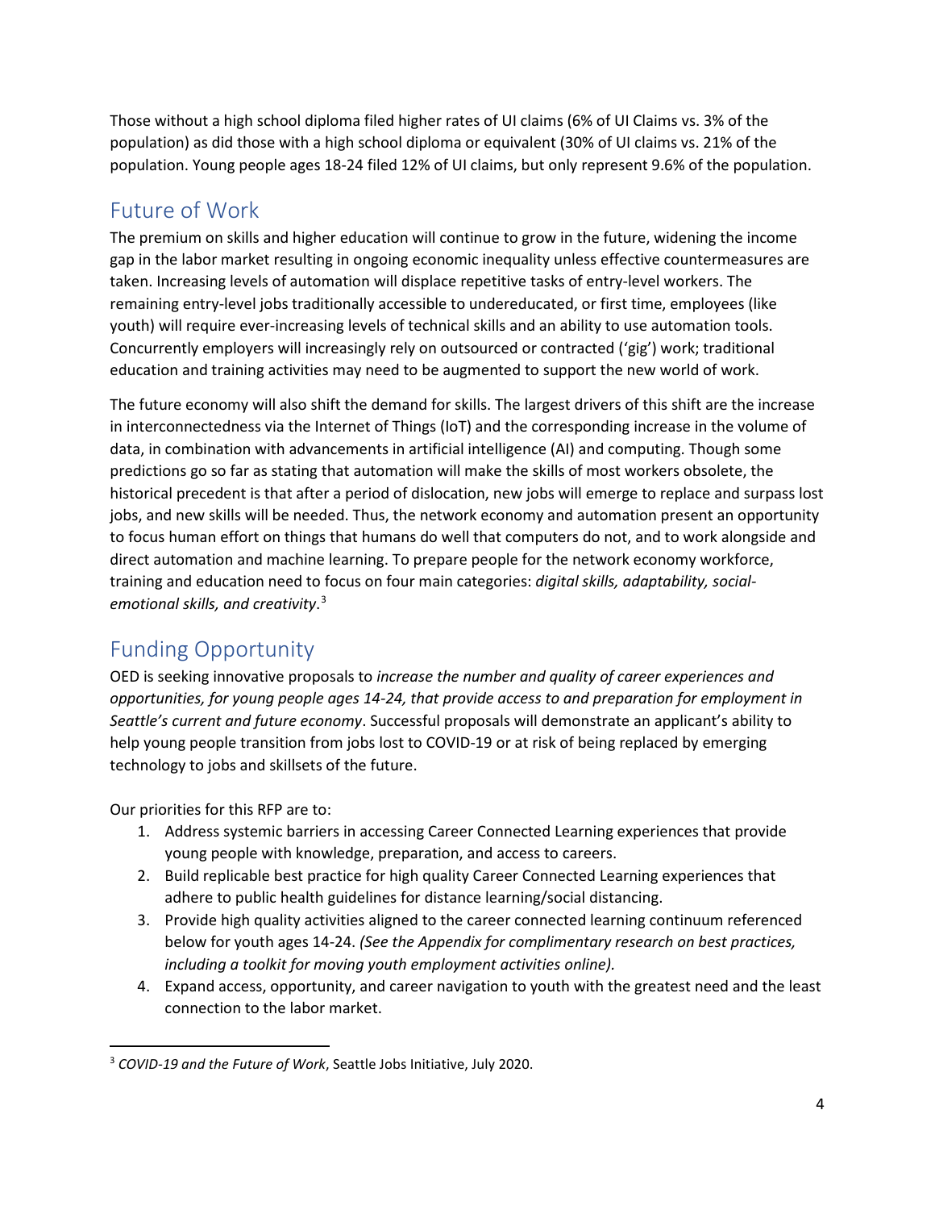Those without a high school diploma filed higher rates of UI claims (6% of UI Claims vs. 3% of the population) as did those with a high school diploma or equivalent (30% of UI claims vs. 21% of the population. Young people ages 18-24 filed 12% of UI claims, but only represent 9.6% of the population.

## Future of Work

The premium on skills and higher education will continue to grow in the future, widening the income gap in the labor market resulting in ongoing economic inequality unless effective countermeasures are taken. Increasing levels of automation will displace repetitive tasks of entry-level workers. The remaining entry-level jobs traditionally accessible to undereducated, or first time, employees (like youth) will require ever-increasing levels of technical skills and an ability to use automation tools. Concurrently employers will increasingly rely on outsourced or contracted ('gig') work; traditional education and training activities may need to be augmented to support the new world of work.

The future economy will also shift the demand for skills. The largest drivers of this shift are the increase in interconnectedness via the Internet of Things (IoT) and the corresponding increase in the volume of data, in combination with advancements in artificial intelligence (AI) and computing. Though some predictions go so far as stating that automation will make the skills of most workers obsolete, the historical precedent is that after a period of dislocation, new jobs will emerge to replace and surpass lost jobs, and new skills will be needed. Thus, the network economy and automation present an opportunity to focus human effort on things that humans do well that computers do not, and to work alongside and direct automation and machine learning. To prepare people for the network economy workforce, training and education need to focus on four main categories: *digital skills, adaptability, social-emotional skills, and creativity*.[3]

## Funding Opportunity

OED is seeking innovative proposals to *increase the number and quality of career experiences and opportunities, for young people ages 14-24, that provide access to and preparation for employment in Seattle's current and future economy*. Successful proposals will demonstrate an applicant's ability to help young people transition from jobs lost to COVID-19 or at risk of being replaced by emerging technology to jobs and skillsets of the future.

Our priorities for this RFP are to:

1. Address systemic barriers in accessing Career Connected Learning experiences that provide young people with knowledge, preparation, and access to careers.
2. Build replicable best practice for high quality Career Connected Learning experiences that adhere to public health guidelines for distance learning/social distancing.
3. Provide high quality activities aligned to the career connected learning continuum referenced below for youth ages 14-24. *(See the Appendix for complimentary research on best practices, including a toolkit for moving youth employment activities online).*
4. Expand access, opportunity, and career navigation to youth with the greatest need and the least connection to the labor market.

---

[3] *COVID-19 and the Future of Work*, Seattle Jobs Initiative, July 2020.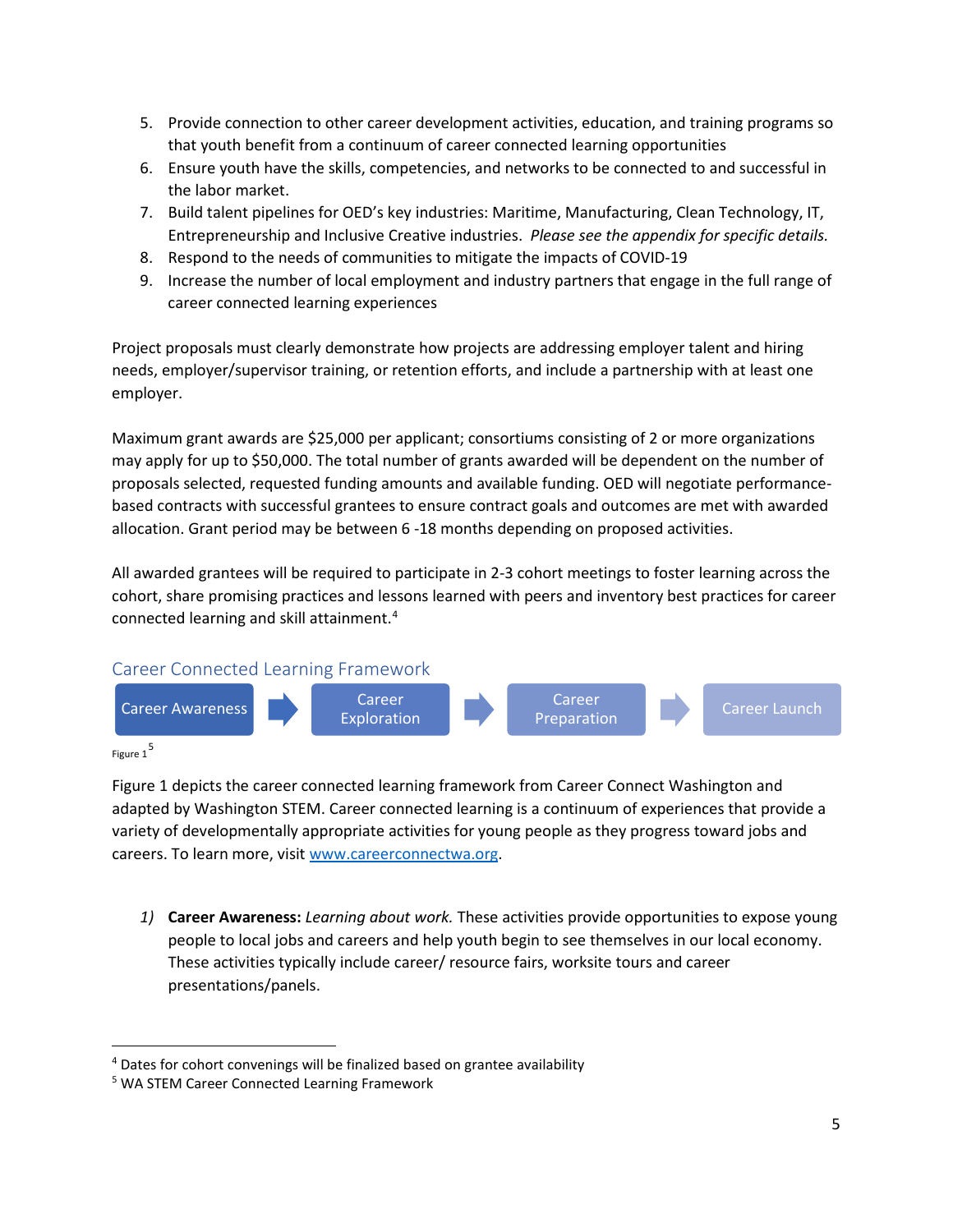5. Provide connection to other career development activities, education, and training programs so that youth benefit from a continuum of career connected learning opportunities
6. Ensure youth have the skills, competencies, and networks to be connected to and successful in the labor market.
7. Build talent pipelines for OED's key industries: Maritime, Manufacturing, Clean Technology, IT, Entrepreneurship and Inclusive Creative industries. *Please see the appendix for specific details.*
8. Respond to the needs of communities to mitigate the impacts of COVID-19
9. Increase the number of local employment and industry partners that engage in the full range of career connected learning experiences

Project proposals must clearly demonstrate how projects are addressing employer talent and hiring needs, employer/supervisor training, or retention efforts, and include a partnership with at least one employer.

Maximum grant awards are $25,000 per applicant; consortiums consisting of 2 or more organizations may apply for up to $50,000. The total number of grants awarded will be dependent on the number of proposals selected, requested funding amounts and available funding. OED will negotiate performance-based contracts with successful grantees to ensure contract goals and outcomes are met with awarded allocation. Grant period may be between 6 -18 months depending on proposed activities.

All awarded grantees will be required to participate in 2-3 cohort meetings to foster learning across the cohort, share promising practices and lessons learned with peers and inventory best practices for career connected learning and skill attainment.[4]

## Career Connected Learning Framework

Career Awareness → Career Exploration → Career Preparation → Career Launch

Figure 1[5]

Figure 1 depicts the career connected learning framework from Career Connect Washington and adapted by Washington STEM. Career connected learning is a continuum of experiences that provide a variety of developmentally appropriate activities for young people as they progress toward jobs and careers. To learn more, visit www.careerconnectwa.org.

*1)* **Career Awareness:** *Learning about work.* These activities provide opportunities to expose young people to local jobs and careers and help youth begin to see themselves in our local economy. These activities typically include career/ resource fairs, worksite tours and career presentations/panels.

---

[4] Dates for cohort convenings will be finalized based on grantee availability

[5] WA STEM Career Connected Learning Framework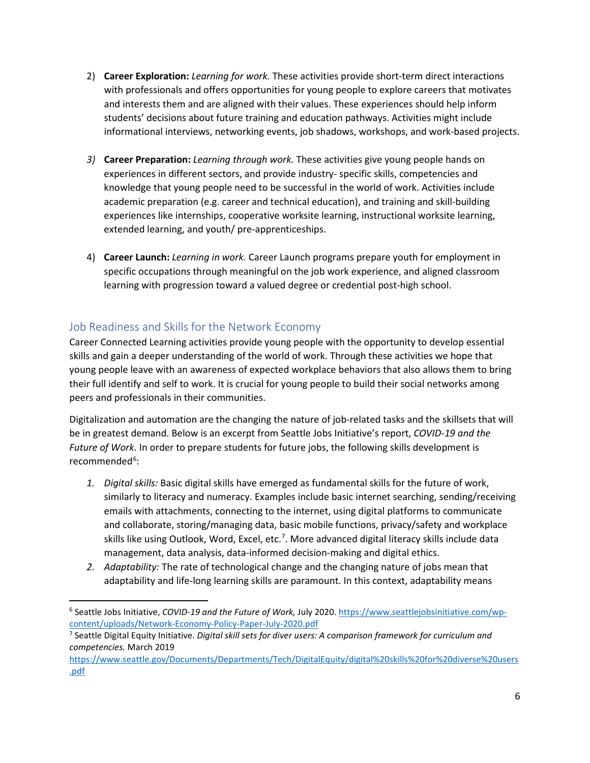2) **Career Exploration:** *Learning for work.* These activities provide short-term direct interactions with professionals and offers opportunities for young people to explore careers that motivates and interests them and are aligned with their values. These experiences should help inform students' decisions about future training and education pathways. Activities might include informational interviews, networking events, job shadows, workshops, and work-based projects.

3) **Career Preparation:** *Learning through work.* These activities give young people hands on experiences in different sectors, and provide industry- specific skills, competencies and knowledge that young people need to be successful in the world of work. Activities include academic preparation (e.g. career and technical education), and training and skill-building experiences like internships, cooperative worksite learning, instructional worksite learning, extended learning, and youth/ pre-apprenticeships.

4) **Career Launch:** *Learning in work.* Career Launch programs prepare youth for employment in specific occupations through meaningful on the job work experience, and aligned classroom learning with progression toward a valued degree or credential post-high school.

## Job Readiness and Skills for the Network Economy

Career Connected Learning activities provide young people with the opportunity to develop essential skills and gain a deeper understanding of the world of work. Through these activities we hope that young people leave with an awareness of expected workplace behaviors that also allows them to bring their full identify and self to work. It is crucial for young people to build their social networks among peers and professionals in their communities.

Digitalization and automation are the changing the nature of job-related tasks and the skillsets that will be in greatest demand. Below is an excerpt from Seattle Jobs Initiative's report, *COVID-19 and the Future of Work.* In order to prepare students for future jobs, the following skills development is recommended[6]:

1. *Digital skills:* Basic digital skills have emerged as fundamental skills for the future of work, similarly to literacy and numeracy. Examples include basic internet searching, sending/receiving emails with attachments, connecting to the internet, using digital platforms to communicate and collaborate, storing/managing data, basic mobile functions, privacy/safety and workplace skills like using Outlook, Word, Excel, etc.[7]. More advanced digital literacy skills include data management, data analysis, data-informed decision-making and digital ethics.
2. *Adaptability:* The rate of technological change and the changing nature of jobs mean that adaptability and life-long learning skills are paramount. In this context, adaptability means

---

[6] Seattle Jobs Initiative, *COVID-19 and the Future of Work,* July 2020. https://www.seattlejobsinitiative.com/wp-content/uploads/Network-Economy-Policy-Paper-July-2020.pdf

[7] Seattle Digital Equity Initiative. *Digital skill sets for diver users: A comparison framework for curriculum and competencies.* March 2019 https://www.seattle.gov/Documents/Departments/Tech/DigitalEquity/digital%20skills%20for%20diverse%20users.pdf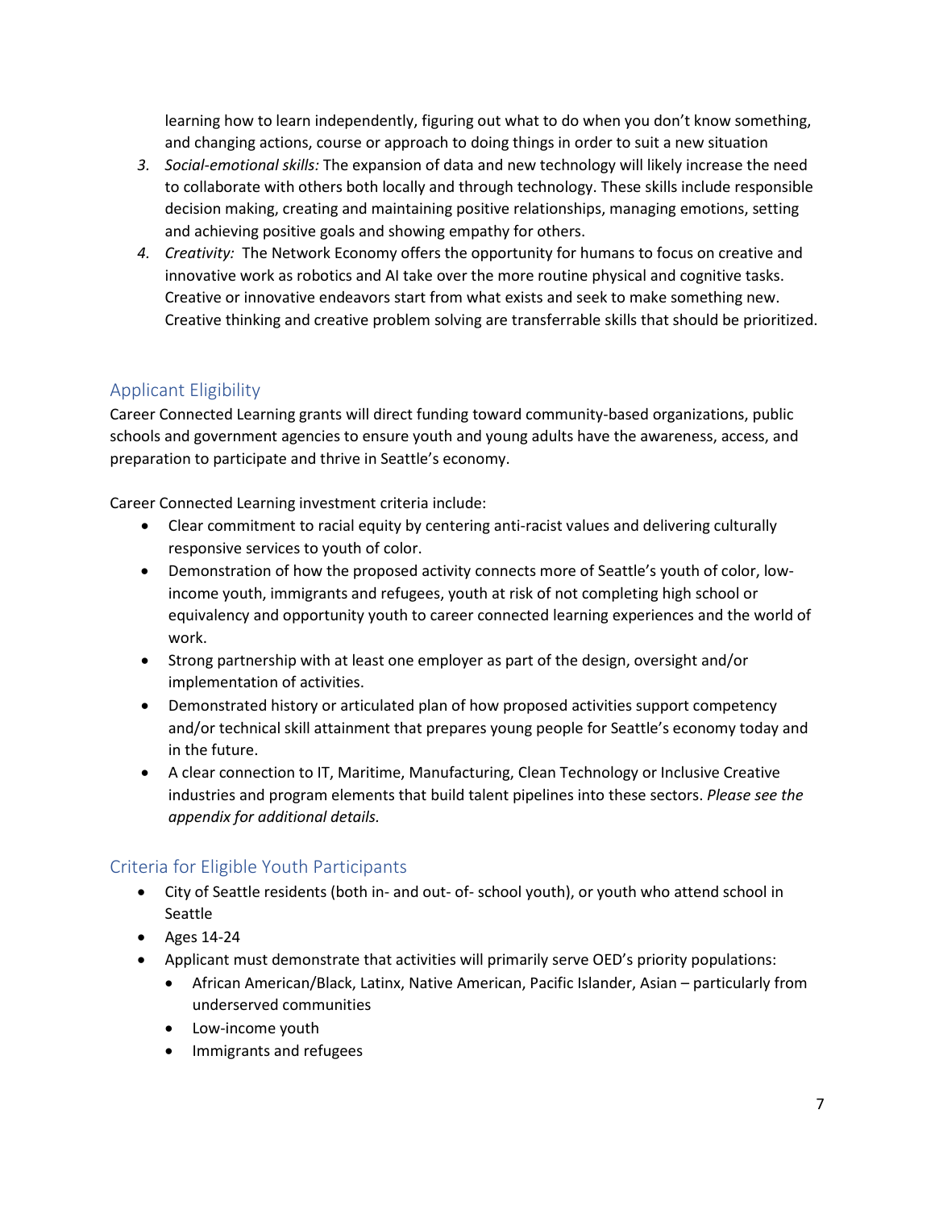learning how to learn independently, figuring out what to do when you don't know something, and changing actions, course or approach to doing things in order to suit a new situation

3. *Social-emotional skills:* The expansion of data and new technology will likely increase the need to collaborate with others both locally and through technology. These skills include responsible decision making, creating and maintaining positive relationships, managing emotions, setting and achieving positive goals and showing empathy for others.
4. *Creativity:* The Network Economy offers the opportunity for humans to focus on creative and innovative work as robotics and AI take over the more routine physical and cognitive tasks. Creative or innovative endeavors start from what exists and seek to make something new. Creative thinking and creative problem solving are transferrable skills that should be prioritized.

## Applicant Eligibility

Career Connected Learning grants will direct funding toward community-based organizations, public schools and government agencies to ensure youth and young adults have the awareness, access, and preparation to participate and thrive in Seattle's economy.

Career Connected Learning investment criteria include:

- Clear commitment to racial equity by centering anti-racist values and delivering culturally responsive services to youth of color.
- Demonstration of how the proposed activity connects more of Seattle's youth of color, low-income youth, immigrants and refugees, youth at risk of not completing high school or equivalency and opportunity youth to career connected learning experiences and the world of work.
- Strong partnership with at least one employer as part of the design, oversight and/or implementation of activities.
- Demonstrated history or articulated plan of how proposed activities support competency and/or technical skill attainment that prepares young people for Seattle's economy today and in the future.
- A clear connection to IT, Maritime, Manufacturing, Clean Technology or Inclusive Creative industries and program elements that build talent pipelines into these sectors. *Please see the appendix for additional details.*

## Criteria for Eligible Youth Participants

- City of Seattle residents (both in- and out- of- school youth), or youth who attend school in Seattle
- Ages 14-24
- Applicant must demonstrate that activities will primarily serve OED's priority populations:
  - African American/Black, Latinx, Native American, Pacific Islander, Asian – particularly from underserved communities
  - Low-income youth
  - Immigrants and refugees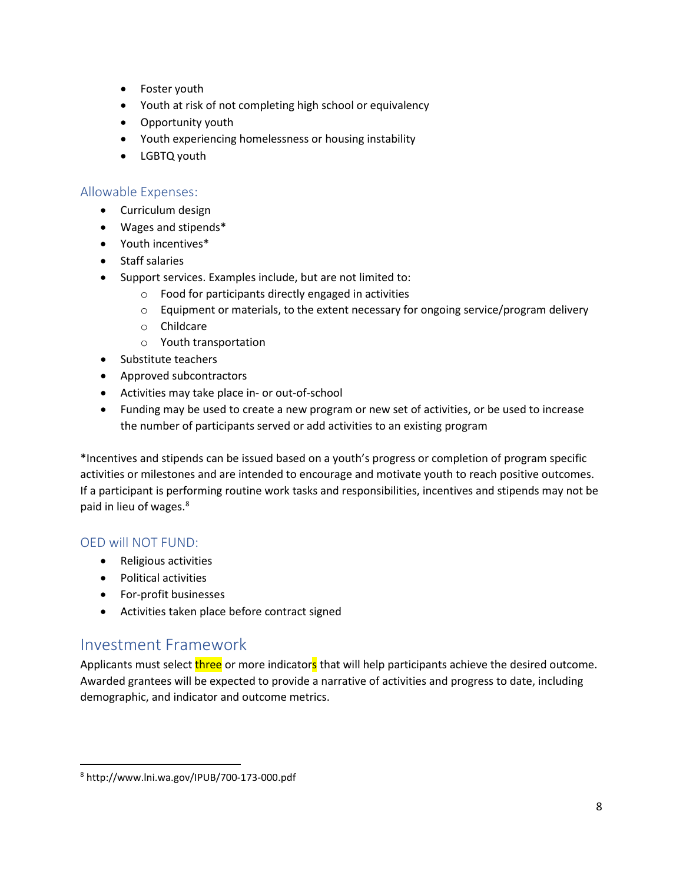- Foster youth
- Youth at risk of not completing high school or equivalency
- Opportunity youth
- Youth experiencing homelessness or housing instability
- LGBTQ youth

### Allowable Expenses:

- Curriculum design
- Wages and stipends*
- Youth incentives*
- Staff salaries
- Support services. Examples include, but are not limited to:
  - Food for participants directly engaged in activities
  - Equipment or materials, to the extent necessary for ongoing service/program delivery
  - Childcare
  - Youth transportation
- Substitute teachers
- Approved subcontractors
- Activities may take place in- or out-of-school
- Funding may be used to create a new program or new set of activities, or be used to increase the number of participants served or add activities to an existing program

*Incentives and stipends can be issued based on a youth's progress or completion of program specific activities or milestones and are intended to encourage and motivate youth to reach positive outcomes. If a participant is performing routine work tasks and responsibilities, incentives and stipends may not be paid in lieu of wages.[8]

### OED will NOT FUND:

- Religious activities
- Political activities
- For-profit businesses
- Activities taken place before contract signed

## Investment Framework

Applicants must select three or more indicators that will help participants achieve the desired outcome. Awarded grantees will be expected to provide a narrative of activities and progress to date, including demographic, and indicator and outcome metrics.

[8] http://www.lni.wa.gov/IPUB/700-173-000.pdf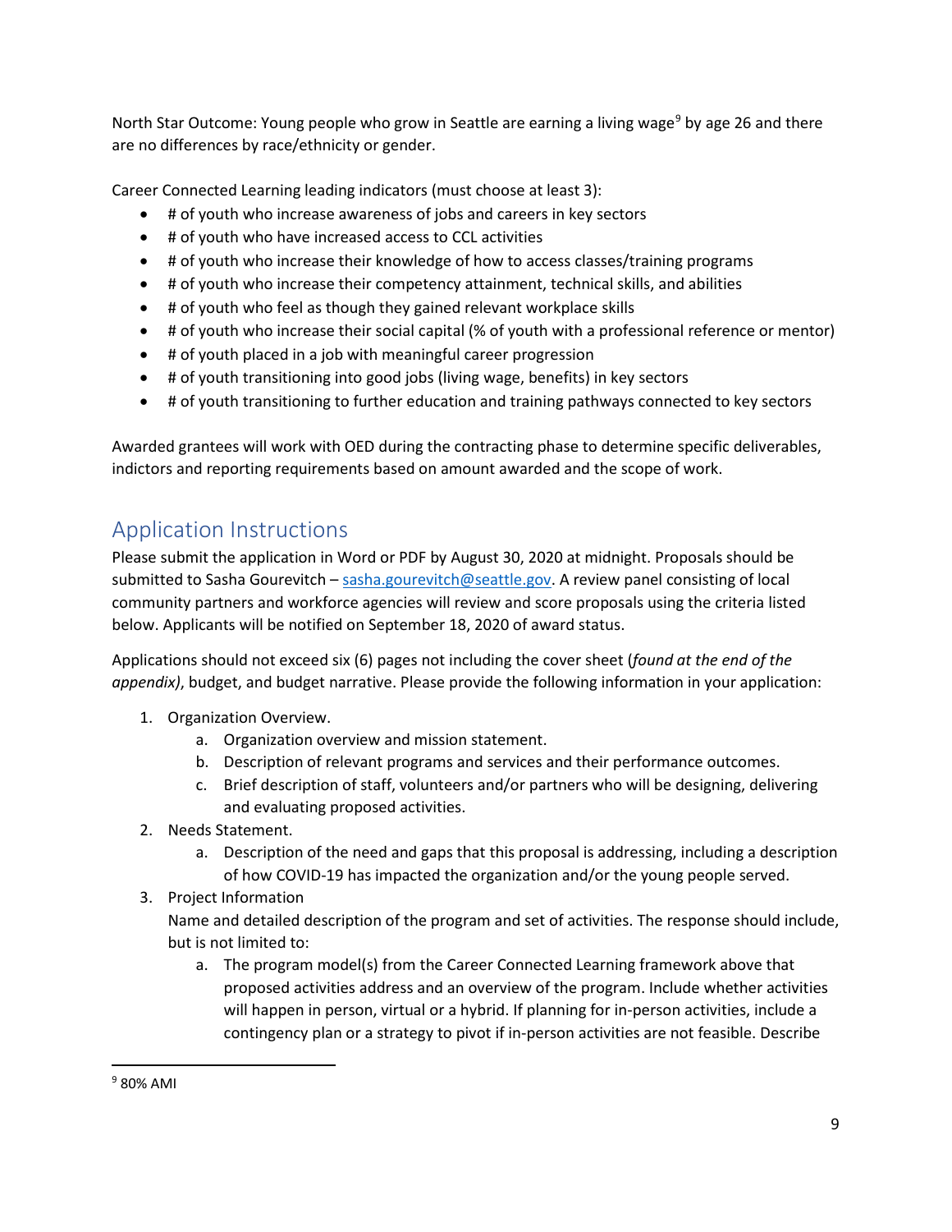North Star Outcome: Young people who grow in Seattle are earning a living wage[9] by age 26 and there are no differences by race/ethnicity or gender.

Career Connected Learning leading indicators (must choose at least 3):

- # of youth who increase awareness of jobs and careers in key sectors
- # of youth who have increased access to CCL activities
- # of youth who increase their knowledge of how to access classes/training programs
- # of youth who increase their competency attainment, technical skills, and abilities
- # of youth who feel as though they gained relevant workplace skills
- # of youth who increase their social capital (% of youth with a professional reference or mentor)
- # of youth placed in a job with meaningful career progression
- # of youth transitioning into good jobs (living wage, benefits) in key sectors
- # of youth transitioning to further education and training pathways connected to key sectors

Awarded grantees will work with OED during the contracting phase to determine specific deliverables, indictors and reporting requirements based on amount awarded and the scope of work.

## Application Instructions

Please submit the application in Word or PDF by August 30, 2020 at midnight. Proposals should be submitted to Sasha Gourevitch – sasha.gourevitch@seattle.gov. A review panel consisting of local community partners and workforce agencies will review and score proposals using the criteria listed below. Applicants will be notified on September 18, 2020 of award status.

Applications should not exceed six (6) pages not including the cover sheet (*found at the end of the appendix)*, budget, and budget narrative. Please provide the following information in your application:

1. Organization Overview.
   a. Organization overview and mission statement.
   b. Description of relevant programs and services and their performance outcomes.
   c. Brief description of staff, volunteers and/or partners who will be designing, delivering and evaluating proposed activities.
2. Needs Statement.
   a. Description of the need and gaps that this proposal is addressing, including a description of how COVID-19 has impacted the organization and/or the young people served.
3. Project Information
   Name and detailed description of the program and set of activities. The response should include, but is not limited to:
   a. The program model(s) from the Career Connected Learning framework above that proposed activities address and an overview of the program. Include whether activities will happen in person, virtual or a hybrid. If planning for in-person activities, include a contingency plan or a strategy to pivot if in-person activities are not feasible. Describe

[9] 80% AMI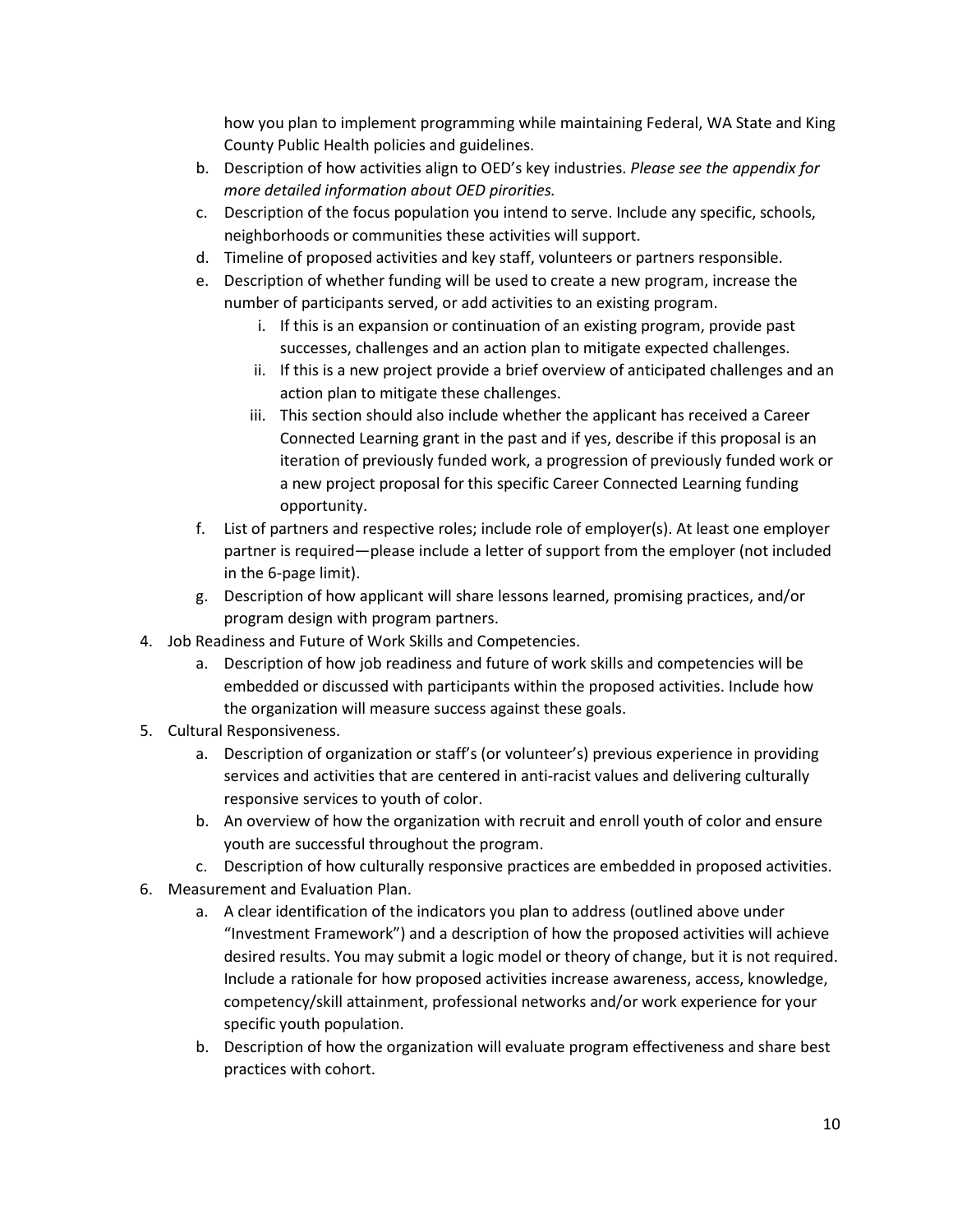how you plan to implement programming while maintaining Federal, WA State and King County Public Health policies and guidelines.

   b. Description of how activities align to OED's key industries. *Please see the appendix for more detailed information about OED pirorities.*

   c. Description of the focus population you intend to serve. Include any specific, schools, neighborhoods or communities these activities will support.

   d. Timeline of proposed activities and key staff, volunteers or partners responsible.

   e. Description of whether funding will be used to create a new program, increase the number of participants served, or add activities to an existing program.

      i. If this is an expansion or continuation of an existing program, provide past successes, challenges and an action plan to mitigate expected challenges.

      ii. If this is a new project provide a brief overview of anticipated challenges and an action plan to mitigate these challenges.

      iii. This section should also include whether the applicant has received a Career Connected Learning grant in the past and if yes, describe if this proposal is an iteration of previously funded work, a progression of previously funded work or a new project proposal for this specific Career Connected Learning funding opportunity.

   f. List of partners and respective roles; include role of employer(s). At least one employer partner is required—please include a letter of support from the employer (not included in the 6-page limit).

   g. Description of how applicant will share lessons learned, promising practices, and/or program design with program partners.

4. Job Readiness and Future of Work Skills and Competencies.

   a. Description of how job readiness and future of work skills and competencies will be embedded or discussed with participants within the proposed activities. Include how the organization will measure success against these goals.

5. Cultural Responsiveness.

   a. Description of organization or staff's (or volunteer's) previous experience in providing services and activities that are centered in anti-racist values and delivering culturally responsive services to youth of color.

   b. An overview of how the organization with recruit and enroll youth of color and ensure youth are successful throughout the program.

   c. Description of how culturally responsive practices are embedded in proposed activities.

6. Measurement and Evaluation Plan.

   a. A clear identification of the indicators you plan to address (outlined above under "Investment Framework") and a description of how the proposed activities will achieve desired results. You may submit a logic model or theory of change, but it is not required. Include a rationale for how proposed activities increase awareness, access, knowledge, competency/skill attainment, professional networks and/or work experience for your specific youth population.

   b. Description of how the organization will evaluate program effectiveness and share best practices with cohort.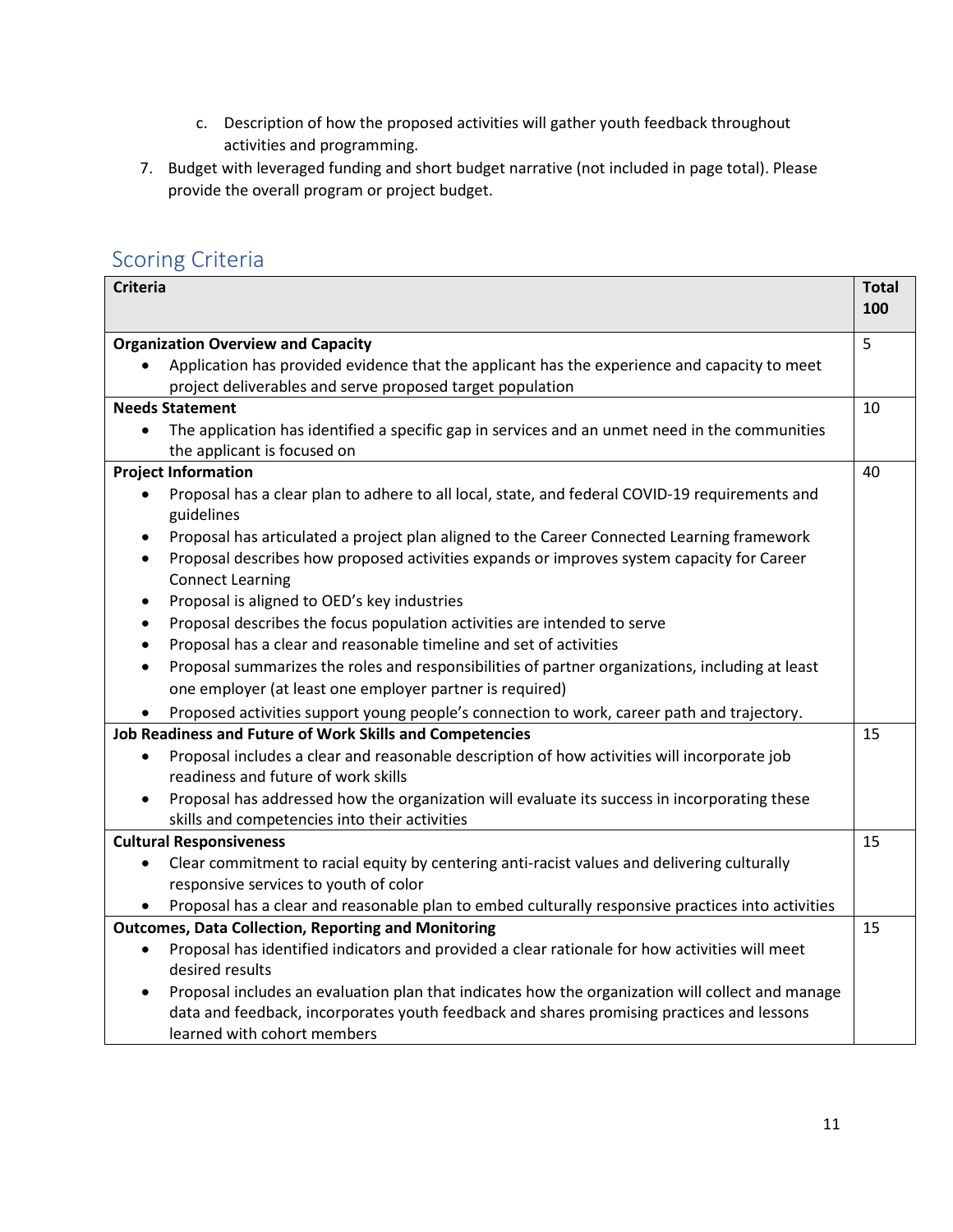c. Description of how the proposed activities will gather youth feedback throughout activities and programming.

7. Budget with leveraged funding and short budget narrative (not included in page total). Please provide the overall program or project budget.

## Scoring Criteria

| Criteria | Total 100 |
|---|---|
| **Organization Overview and Capacity**<br>• Application has provided evidence that the applicant has the experience and capacity to meet project deliverables and serve proposed target population | 5 |
| **Needs Statement**<br>• The application has identified a specific gap in services and an unmet need in the communities the applicant is focused on | 10 |
| **Project Information**<br>• Proposal has a clear plan to adhere to all local, state, and federal COVID-19 requirements and guidelines<br>• Proposal has articulated a project plan aligned to the Career Connected Learning framework<br>• Proposal describes how proposed activities expands or improves system capacity for Career Connect Learning<br>• Proposal is aligned to OED's key industries<br>• Proposal describes the focus population activities are intended to serve<br>• Proposal has a clear and reasonable timeline and set of activities<br>• Proposal summarizes the roles and responsibilities of partner organizations, including at least one employer (at least one employer partner is required)<br>• Proposed activities support young people's connection to work, career path and trajectory. | 40 |
| **Job Readiness and Future of Work Skills and Competencies**<br>• Proposal includes a clear and reasonable description of how activities will incorporate job readiness and future of work skills<br>• Proposal has addressed how the organization will evaluate its success in incorporating these skills and competencies into their activities | 15 |
| **Cultural Responsiveness**<br>• Clear commitment to racial equity by centering anti-racist values and delivering culturally responsive services to youth of color<br>• Proposal has a clear and reasonable plan to embed culturally responsive practices into activities | 15 |
| **Outcomes, Data Collection, Reporting and Monitoring**<br>• Proposal has identified indicators and provided a clear rationale for how activities will meet desired results<br>• Proposal includes an evaluation plan that indicates how the organization will collect and manage data and feedback, incorporates youth feedback and shares promising practices and lessons learned with cohort members | 15 |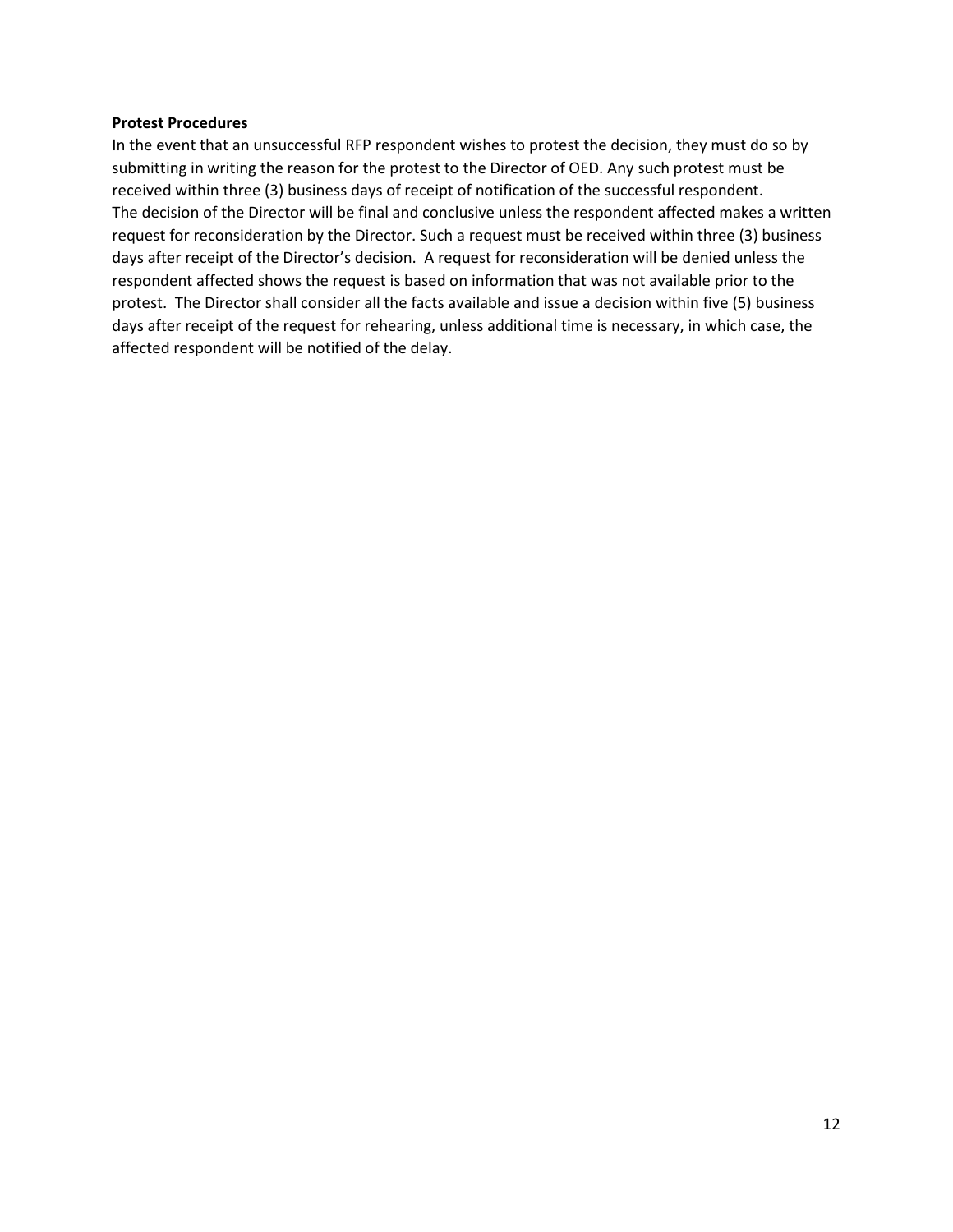**Protest Procedures**

In the event that an unsuccessful RFP respondent wishes to protest the decision, they must do so by submitting in writing the reason for the protest to the Director of OED. Any such protest must be received within three (3) business days of receipt of notification of the successful respondent.

The decision of the Director will be final and conclusive unless the respondent affected makes a written request for reconsideration by the Director. Such a request must be received within three (3) business days after receipt of the Director's decision. A request for reconsideration will be denied unless the respondent affected shows the request is based on information that was not available prior to the protest. The Director shall consider all the facts available and issue a decision within five (5) business days after receipt of the request for rehearing, unless additional time is necessary, in which case, the affected respondent will be notified of the delay.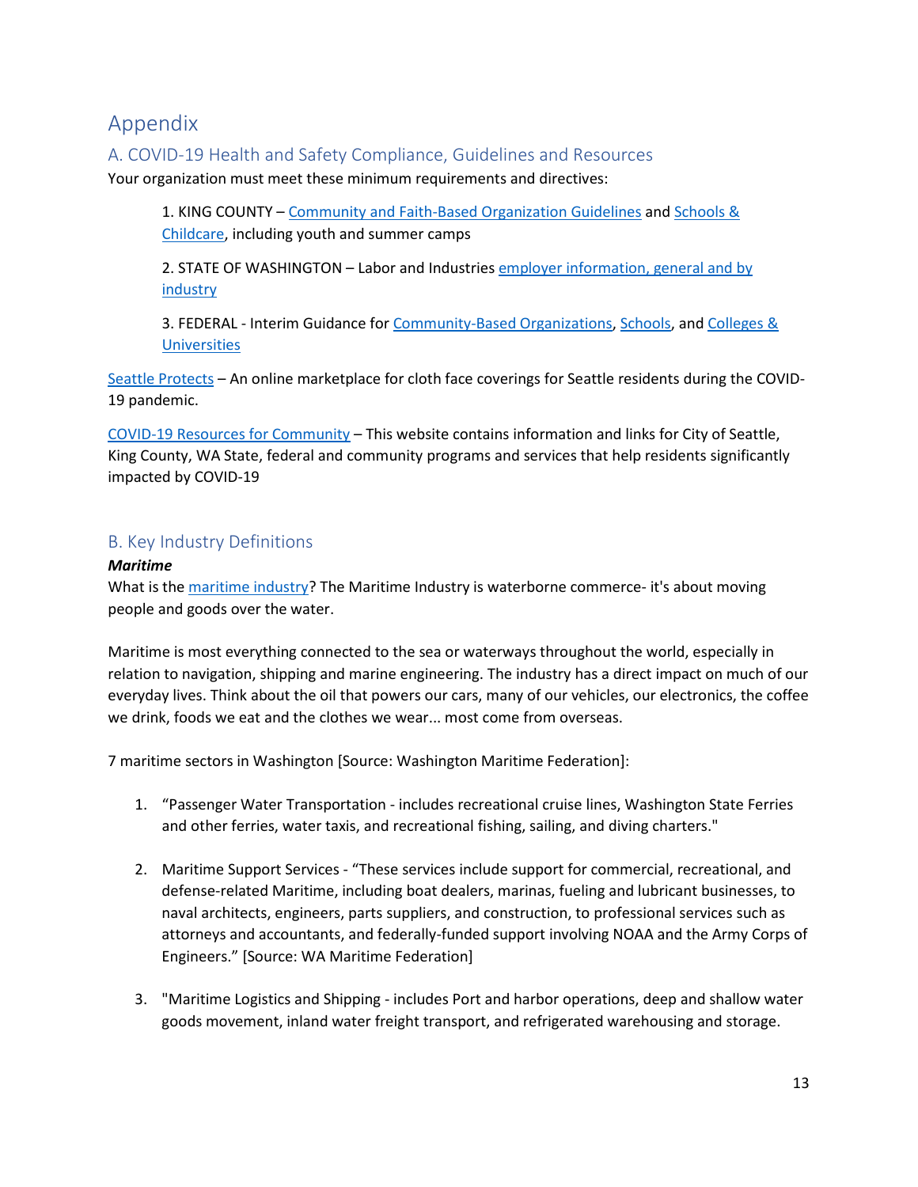# Appendix

## A. COVID-19 Health and Safety Compliance, Guidelines and Resources

Your organization must meet these minimum requirements and directives:

1. KING COUNTY – Community and Faith-Based Organization Guidelines and Schools & Childcare, including youth and summer camps

2. STATE OF WASHINGTON – Labor and Industries employer information, general and by industry

3. FEDERAL - Interim Guidance for Community-Based Organizations, Schools, and Colleges & Universities

Seattle Protects – An online marketplace for cloth face coverings for Seattle residents during the COVID-19 pandemic.

COVID-19 Resources for Community – This website contains information and links for City of Seattle, King County, WA State, federal and community programs and services that help residents significantly impacted by COVID-19

## B. Key Industry Definitions

***Maritime***

What is the maritime industry? The Maritime Industry is waterborne commerce- it's about moving people and goods over the water.

Maritime is most everything connected to the sea or waterways throughout the world, especially in relation to navigation, shipping and marine engineering. The industry has a direct impact on much of our everyday lives. Think about the oil that powers our cars, many of our vehicles, our electronics, the coffee we drink, foods we eat and the clothes we wear... most come from overseas.

7 maritime sectors in Washington [Source: Washington Maritime Federation]:

1. "Passenger Water Transportation - includes recreational cruise lines, Washington State Ferries and other ferries, water taxis, and recreational fishing, sailing, and diving charters."

2. Maritime Support Services - "These services include support for commercial, recreational, and defense-related Maritime, including boat dealers, marinas, fueling and lubricant businesses, to naval architects, engineers, parts suppliers, and construction, to professional services such as attorneys and accountants, and federally-funded support involving NOAA and the Army Corps of Engineers." [Source: WA Maritime Federation]

3. "Maritime Logistics and Shipping - includes Port and harbor operations, deep and shallow water goods movement, inland water freight transport, and refrigerated warehousing and storage.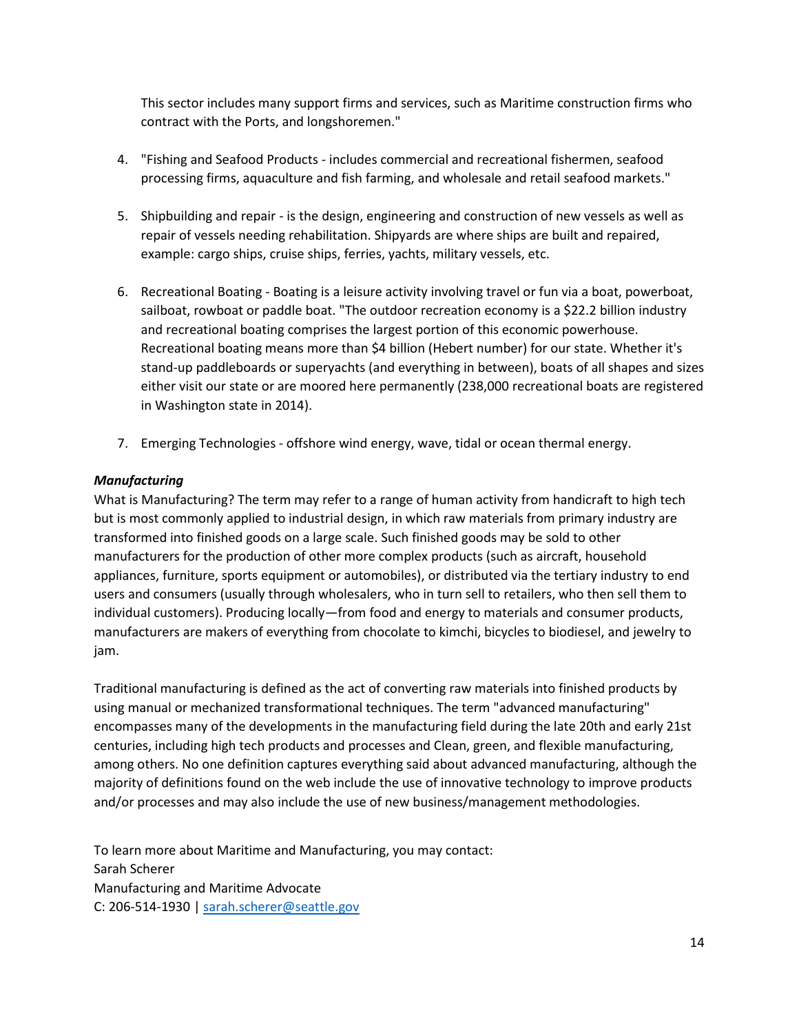This sector includes many support firms and services, such as Maritime construction firms who contract with the Ports, and longshoremen."

4. "Fishing and Seafood Products - includes commercial and recreational fishermen, seafood processing firms, aquaculture and fish farming, and wholesale and retail seafood markets."

5. Shipbuilding and repair - is the design, engineering and construction of new vessels as well as repair of vessels needing rehabilitation. Shipyards are where ships are built and repaired, example: cargo ships, cruise ships, ferries, yachts, military vessels, etc.

6. Recreational Boating - Boating is a leisure activity involving travel or fun via a boat, powerboat, sailboat, rowboat or paddle boat. "The outdoor recreation economy is a $22.2 billion industry and recreational boating comprises the largest portion of this economic powerhouse. Recreational boating means more than $4 billion (Hebert number) for our state. Whether it's stand-up paddleboards or superyachts (and everything in between), boats of all shapes and sizes either visit our state or are moored here permanently (238,000 recreational boats are registered in Washington state in 2014).

7. Emerging Technologies - offshore wind energy, wave, tidal or ocean thermal energy.

***Manufacturing***

What is Manufacturing? The term may refer to a range of human activity from handicraft to high tech but is most commonly applied to industrial design, in which raw materials from primary industry are transformed into finished goods on a large scale. Such finished goods may be sold to other manufacturers for the production of other more complex products (such as aircraft, household appliances, furniture, sports equipment or automobiles), or distributed via the tertiary industry to end users and consumers (usually through wholesalers, who in turn sell to retailers, who then sell them to individual customers). Producing locally—from food and energy to materials and consumer products, manufacturers are makers of everything from chocolate to kimchi, bicycles to biodiesel, and jewelry to jam.

Traditional manufacturing is defined as the act of converting raw materials into finished products by using manual or mechanized transformational techniques. The term "advanced manufacturing" encompasses many of the developments in the manufacturing field during the late 20th and early 21st centuries, including high tech products and processes and Clean, green, and flexible manufacturing, among others. No one definition captures everything said about advanced manufacturing, although the majority of definitions found on the web include the use of innovative technology to improve products and/or processes and may also include the use of new business/management methodologies.

To learn more about Maritime and Manufacturing, you may contact:
Sarah Scherer
Manufacturing and Maritime Advocate
C: 206-514-1930 | sarah.scherer@seattle.gov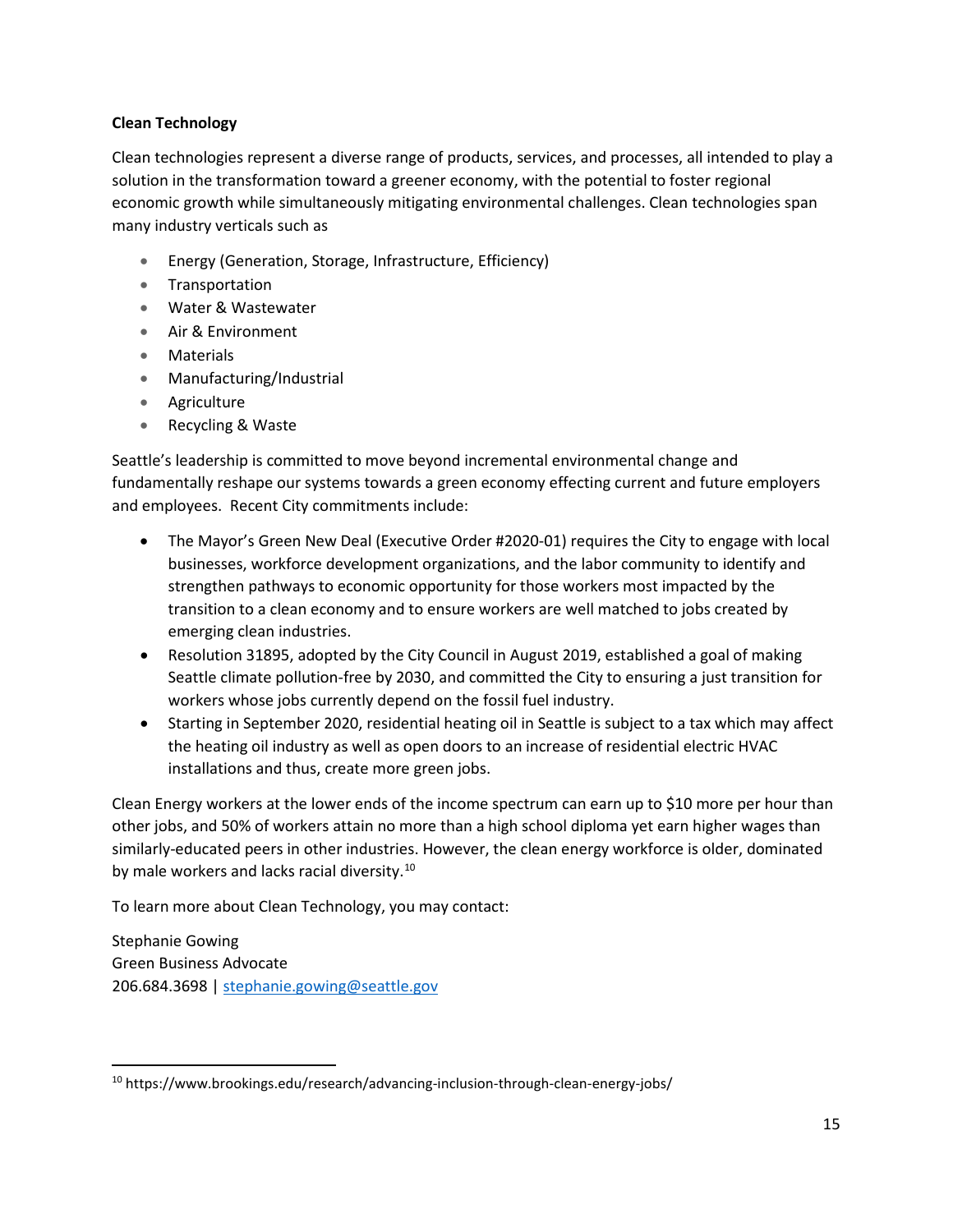**Clean Technology**

Clean technologies represent a diverse range of products, services, and processes, all intended to play a solution in the transformation toward a greener economy, with the potential to foster regional economic growth while simultaneously mitigating environmental challenges. Clean technologies span many industry verticals such as

- Energy (Generation, Storage, Infrastructure, Efficiency)
- Transportation
- Water & Wastewater
- Air & Environment
- Materials
- Manufacturing/Industrial
- Agriculture
- Recycling & Waste

Seattle's leadership is committed to move beyond incremental environmental change and fundamentally reshape our systems towards a green economy effecting current and future employers and employees. Recent City commitments include:

- The Mayor's Green New Deal (Executive Order #2020-01) requires the City to engage with local businesses, workforce development organizations, and the labor community to identify and strengthen pathways to economic opportunity for those workers most impacted by the transition to a clean economy and to ensure workers are well matched to jobs created by emerging clean industries.
- Resolution 31895, adopted by the City Council in August 2019, established a goal of making Seattle climate pollution-free by 2030, and committed the City to ensuring a just transition for workers whose jobs currently depend on the fossil fuel industry.
- Starting in September 2020, residential heating oil in Seattle is subject to a tax which may affect the heating oil industry as well as open doors to an increase of residential electric HVAC installations and thus, create more green jobs.

Clean Energy workers at the lower ends of the income spectrum can earn up to $10 more per hour than other jobs, and 50% of workers attain no more than a high school diploma yet earn higher wages than similarly-educated peers in other industries. However, the clean energy workforce is older, dominated by male workers and lacks racial diversity.[10]

To learn more about Clean Technology, you may contact:

Stephanie Gowing
Green Business Advocate
206.684.3698 | stephanie.gowing@seattle.gov

[10] https://www.brookings.edu/research/advancing-inclusion-through-clean-energy-jobs/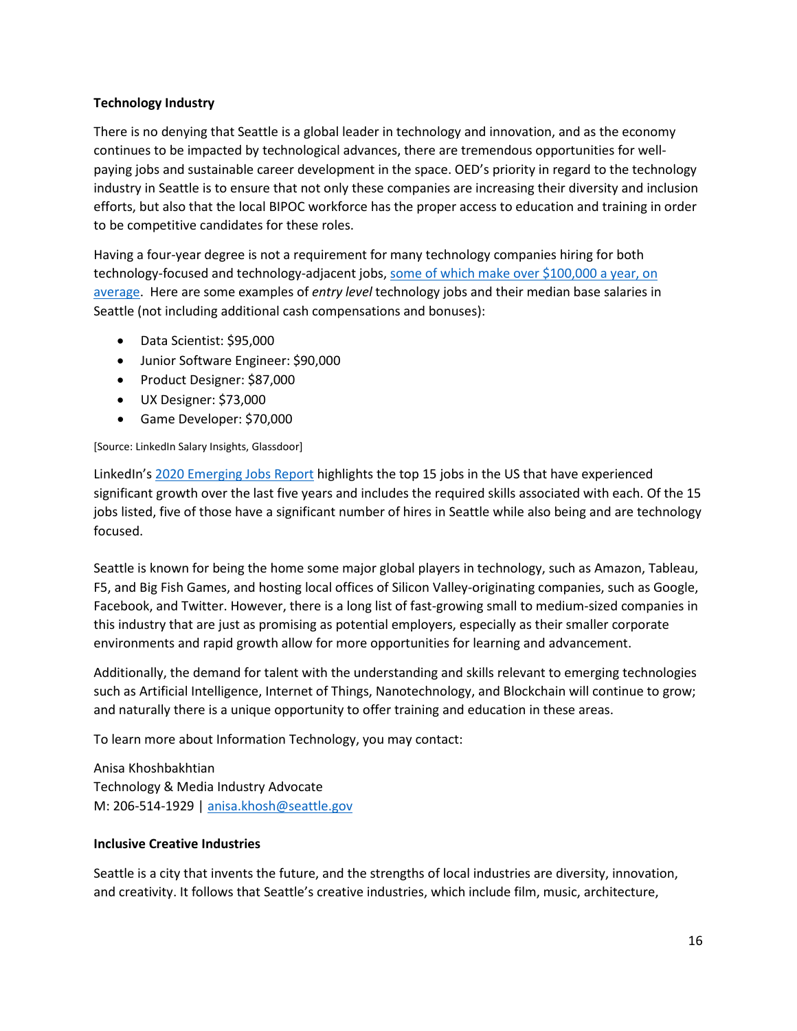**Technology Industry**

There is no denying that Seattle is a global leader in technology and innovation, and as the economy continues to be impacted by technological advances, there are tremendous opportunities for well-paying jobs and sustainable career development in the space. OED's priority in regard to the technology industry in Seattle is to ensure that not only these companies are increasing their diversity and inclusion efforts, but also that the local BIPOC workforce has the proper access to education and training in order to be competitive candidates for these roles.

Having a four-year degree is not a requirement for many technology companies hiring for both technology-focused and technology-adjacent jobs, some of which make over $100,000 a year, on average. Here are some examples of *entry level* technology jobs and their median base salaries in Seattle (not including additional cash compensations and bonuses):

- Data Scientist: $95,000
- Junior Software Engineer: $90,000
- Product Designer: $87,000
- UX Designer: $73,000
- Game Developer: $70,000

[Source: LinkedIn Salary Insights, Glassdoor]

LinkedIn's 2020 Emerging Jobs Report highlights the top 15 jobs in the US that have experienced significant growth over the last five years and includes the required skills associated with each. Of the 15 jobs listed, five of those have a significant number of hires in Seattle while also being and are technology focused.

Seattle is known for being the home some major global players in technology, such as Amazon, Tableau, F5, and Big Fish Games, and hosting local offices of Silicon Valley-originating companies, such as Google, Facebook, and Twitter. However, there is a long list of fast-growing small to medium-sized companies in this industry that are just as promising as potential employers, especially as their smaller corporate environments and rapid growth allow for more opportunities for learning and advancement.

Additionally, the demand for talent with the understanding and skills relevant to emerging technologies such as Artificial Intelligence, Internet of Things, Nanotechnology, and Blockchain will continue to grow; and naturally there is a unique opportunity to offer training and education in these areas.

To learn more about Information Technology, you may contact:

Anisa Khoshbakhtian
Technology & Media Industry Advocate
M: 206-514-1929 | anisa.khosh@seattle.gov

**Inclusive Creative Industries**

Seattle is a city that invents the future, and the strengths of local industries are diversity, innovation, and creativity. It follows that Seattle's creative industries, which include film, music, architecture,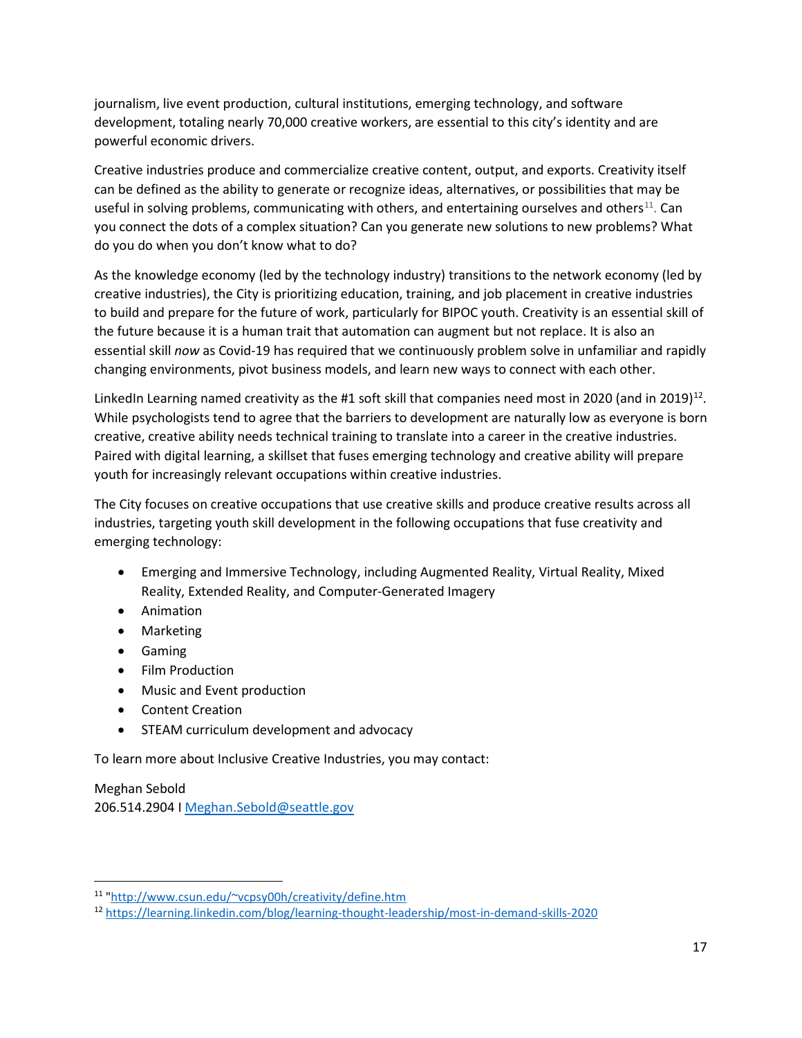journalism, live event production, cultural institutions, emerging technology, and software development, totaling nearly 70,000 creative workers, are essential to this city's identity and are powerful economic drivers.

Creative industries produce and commercialize creative content, output, and exports. Creativity itself can be defined as the ability to generate or recognize ideas, alternatives, or possibilities that may be useful in solving problems, communicating with others, and entertaining ourselves and others[11]. Can you connect the dots of a complex situation? Can you generate new solutions to new problems? What do you do when you don't know what to do?

As the knowledge economy (led by the technology industry) transitions to the network economy (led by creative industries), the City is prioritizing education, training, and job placement in creative industries to build and prepare for the future of work, particularly for BIPOC youth. Creativity is an essential skill of the future because it is a human trait that automation can augment but not replace. It is also an essential skill *now* as Covid-19 has required that we continuously problem solve in unfamiliar and rapidly changing environments, pivot business models, and learn new ways to connect with each other.

LinkedIn Learning named creativity as the #1 soft skill that companies need most in 2020 (and in 2019)[12]. While psychologists tend to agree that the barriers to development are naturally low as everyone is born creative, creative ability needs technical training to translate into a career in the creative industries. Paired with digital learning, a skillset that fuses emerging technology and creative ability will prepare youth for increasingly relevant occupations within creative industries.

The City focuses on creative occupations that use creative skills and produce creative results across all industries, targeting youth skill development in the following occupations that fuse creativity and emerging technology:

- Emerging and Immersive Technology, including Augmented Reality, Virtual Reality, Mixed Reality, Extended Reality, and Computer-Generated Imagery
- Animation
- Marketing
- Gaming
- Film Production
- Music and Event production
- Content Creation
- STEAM curriculum development and advocacy

To learn more about Inclusive Creative Industries, you may contact:

Meghan Sebold
206.514.2904 I Meghan.Sebold@seattle.gov

---

[11] "http://www.csun.edu/~vcpsy00h/creativity/define.htm

[12] https://learning.linkedin.com/blog/learning-thought-leadership/most-in-demand-skills-2020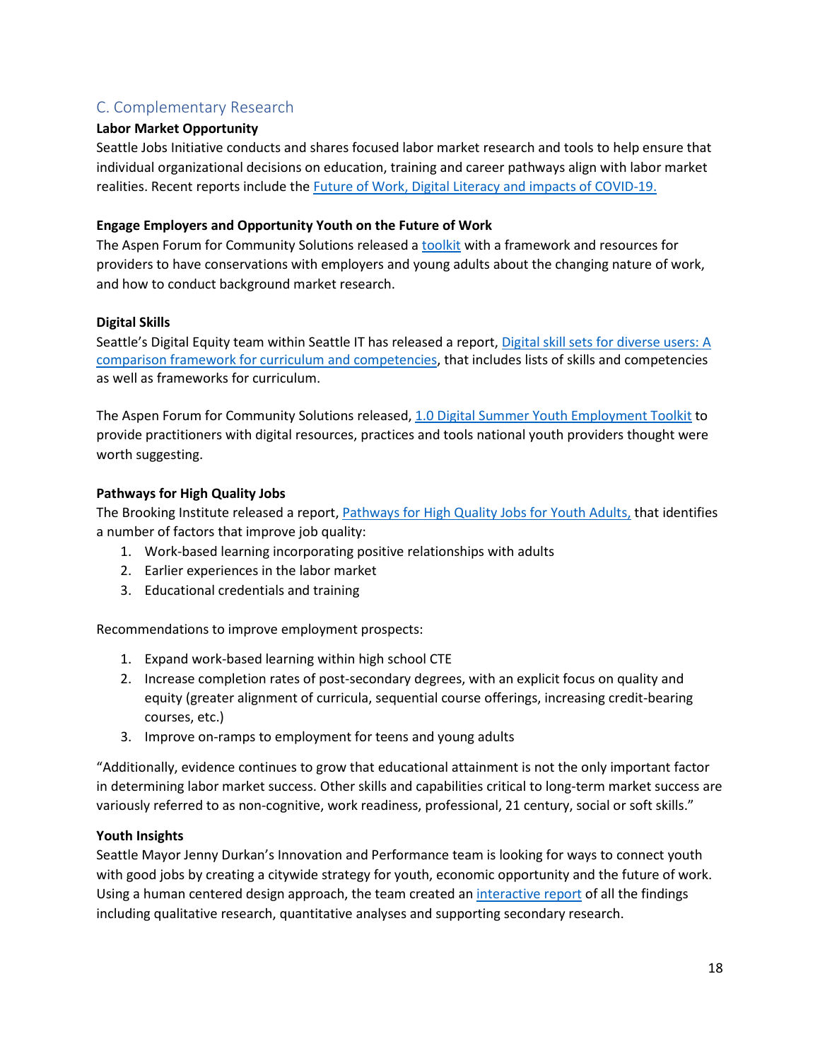## C. Complementary Research

**Labor Market Opportunity**

Seattle Jobs Initiative conducts and shares focused labor market research and tools to help ensure that individual organizational decisions on education, training and career pathways align with labor market realities. Recent reports include the Future of Work, Digital Literacy and impacts of COVID-19.

**Engage Employers and Opportunity Youth on the Future of Work**

The Aspen Forum for Community Solutions released a toolkit with a framework and resources for providers to have conservations with employers and young adults about the changing nature of work, and how to conduct background market research.

**Digital Skills**

Seattle's Digital Equity team within Seattle IT has released a report, Digital skill sets for diverse users: A comparison framework for curriculum and competencies, that includes lists of skills and competencies as well as frameworks for curriculum.

The Aspen Forum for Community Solutions released, 1.0 Digital Summer Youth Employment Toolkit to provide practitioners with digital resources, practices and tools national youth providers thought were worth suggesting.

**Pathways for High Quality Jobs**

The Brooking Institute released a report, Pathways for High Quality Jobs for Youth Adults, that identifies a number of factors that improve job quality:

1. Work-based learning incorporating positive relationships with adults
2. Earlier experiences in the labor market
3. Educational credentials and training

Recommendations to improve employment prospects:

1. Expand work-based learning within high school CTE
2. Increase completion rates of post-secondary degrees, with an explicit focus on quality and equity (greater alignment of curricula, sequential course offerings, increasing credit-bearing courses, etc.)
3. Improve on-ramps to employment for teens and young adults

"Additionally, evidence continues to grow that educational attainment is not the only important factor in determining labor market success. Other skills and capabilities critical to long-term market success are variously referred to as non-cognitive, work readiness, professional, 21 century, social or soft skills."

**Youth Insights**

Seattle Mayor Jenny Durkan's Innovation and Performance team is looking for ways to connect youth with good jobs by creating a citywide strategy for youth, economic opportunity and the future of work. Using a human centered design approach, the team created an interactive report of all the findings including qualitative research, quantitative analyses and supporting secondary research.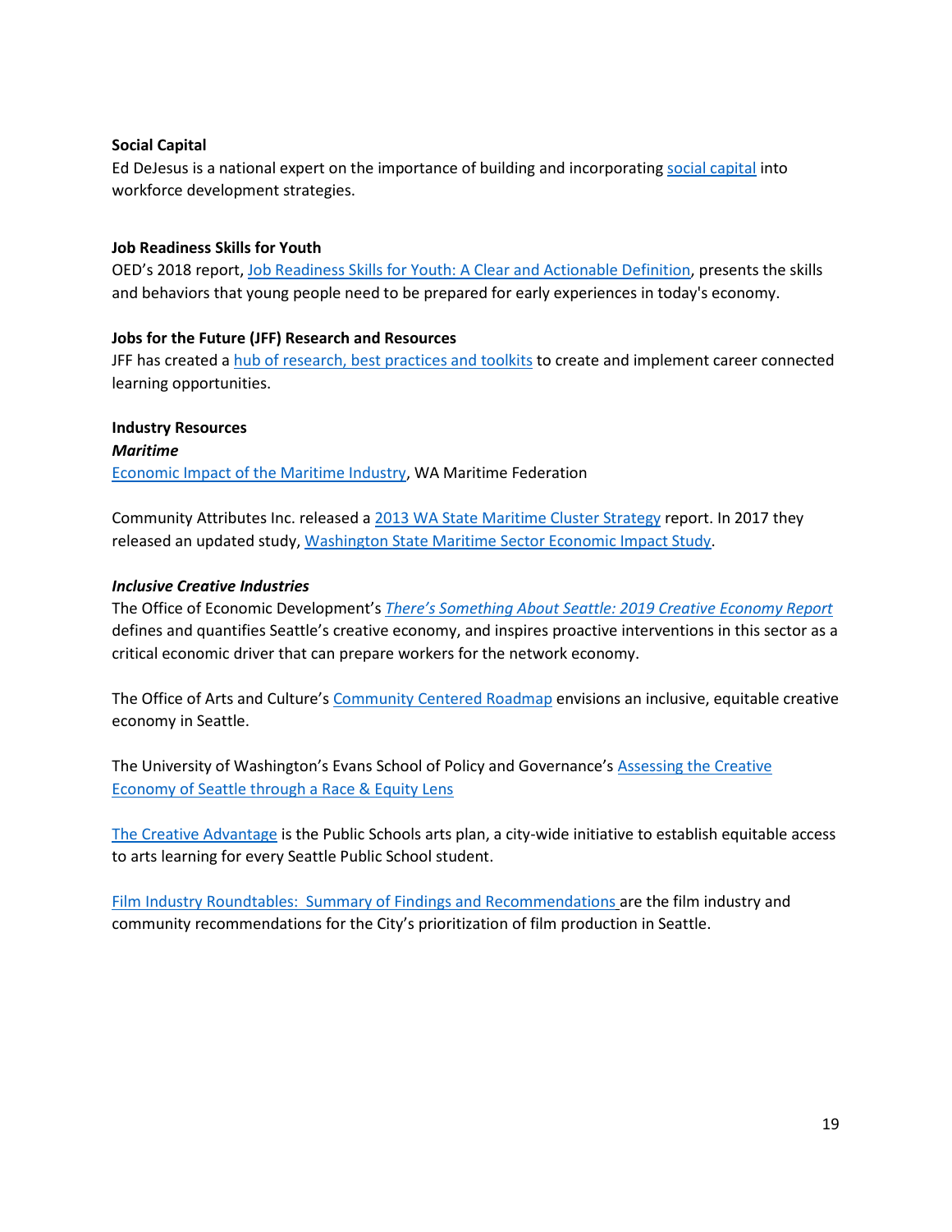**Social Capital**

Ed DeJesus is a national expert on the importance of building and incorporating social capital into workforce development strategies.

**Job Readiness Skills for Youth**

OED's 2018 report, Job Readiness Skills for Youth: A Clear and Actionable Definition, presents the skills and behaviors that young people need to be prepared for early experiences in today's economy.

**Jobs for the Future (JFF) Research and Resources**

JFF has created a hub of research, best practices and toolkits to create and implement career connected learning opportunities.

**Industry Resources**

***Maritime***

Economic Impact of the Maritime Industry, WA Maritime Federation

Community Attributes Inc. released a 2013 WA State Maritime Cluster Strategy report. In 2017 they released an updated study, Washington State Maritime Sector Economic Impact Study.

***Inclusive Creative Industries***

The Office of Economic Development's *There's Something About Seattle: 2019 Creative Economy Report* defines and quantifies Seattle's creative economy, and inspires proactive interventions in this sector as a critical economic driver that can prepare workers for the network economy.

The Office of Arts and Culture's Community Centered Roadmap envisions an inclusive, equitable creative economy in Seattle.

The University of Washington's Evans School of Policy and Governance's Assessing the Creative Economy of Seattle through a Race & Equity Lens

The Creative Advantage is the Public Schools arts plan, a city-wide initiative to establish equitable access to arts learning for every Seattle Public School student.

Film Industry Roundtables: Summary of Findings and Recommendations are the film industry and community recommendations for the City's prioritization of film production in Seattle.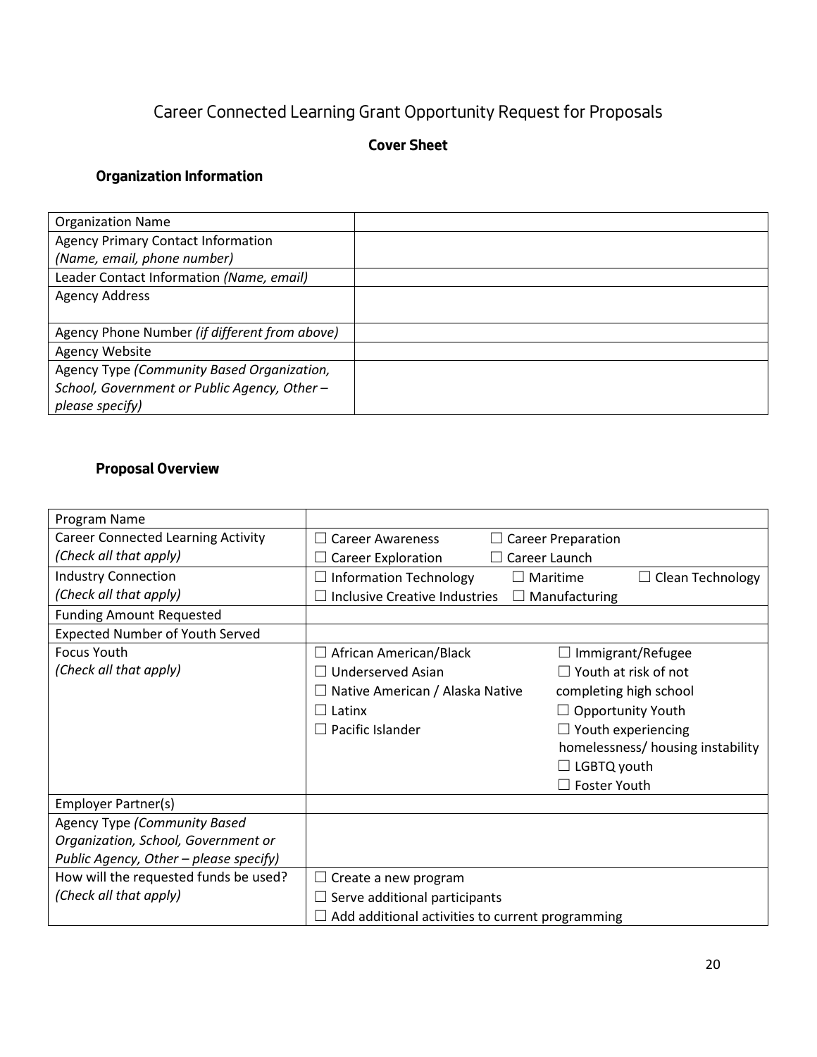# Career Connected Learning Grant Opportunity Request for Proposals

**Cover Sheet**

## Organization Information

| Organization Name | |
|---|---|
| Agency Primary Contact Information *(Name, email, phone number)* | |
| Leader Contact Information *(Name, email)* | |
| Agency Address | |
| Agency Phone Number *(if different from above)* | |
| Agency Website | |
| Agency Type *(Community Based Organization, School, Government or Public Agency, Other – please specify)* | |

## Proposal Overview

| Program Name | |
|---|---|
| Career Connected Learning Activity *(Check all that apply)* | ☐ Career Awareness ☐ Career Preparation<br>☐ Career Exploration ☐ Career Launch |
| Industry Connection *(Check all that apply)* | ☐ Information Technology ☐ Maritime ☐ Clean Technology<br>☐ Inclusive Creative Industries ☐ Manufacturing |
| Funding Amount Requested | |
| Expected Number of Youth Served | |
| Focus Youth *(Check all that apply)* | ☐ African American/Black<br>☐ Underserved Asian<br>☐ Native American / Alaska Native<br>☐ Latinx<br>☐ Pacific Islander<br>☐ Immigrant/Refugee<br>☐ Youth at risk of not completing high school<br>☐ Opportunity Youth<br>☐ Youth experiencing homelessness/ housing instability<br>☐ LGBTQ youth<br>☐ Foster Youth |
| Employer Partner(s) | |
| Agency Type *(Community Based Organization, School, Government or Public Agency, Other – please specify)* | |
| How will the requested funds be used? *(Check all that apply)* | ☐ Create a new program<br>☐ Serve additional participants<br>☐ Add additional activities to current programming |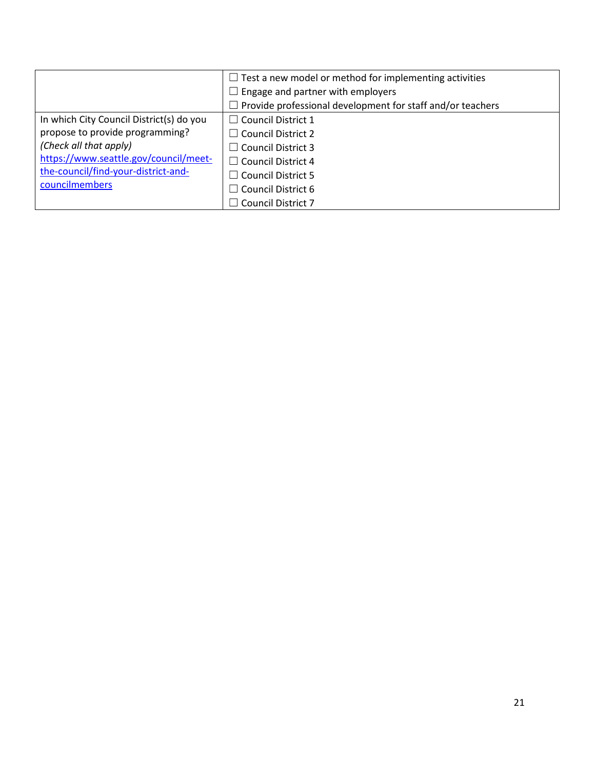| | |
|---|---|
| | ☐ Test a new model or method for implementing activities<br>☐ Engage and partner with employers<br>☐ Provide professional development for staff and/or teachers |
| In which City Council District(s) do you propose to provide programming? *(Check all that apply)* [https://www.seattle.gov/council/meet-the-council/find-your-district-and-councilmembers](https://www.seattle.gov/council/meet-the-council/find-your-district-and-councilmembers) | ☐ Council District 1<br>☐ Council District 2<br>☐ Council District 3<br>☐ Council District 4<br>☐ Council District 5<br>☐ Council District 6<br>☐ Council District 7 |